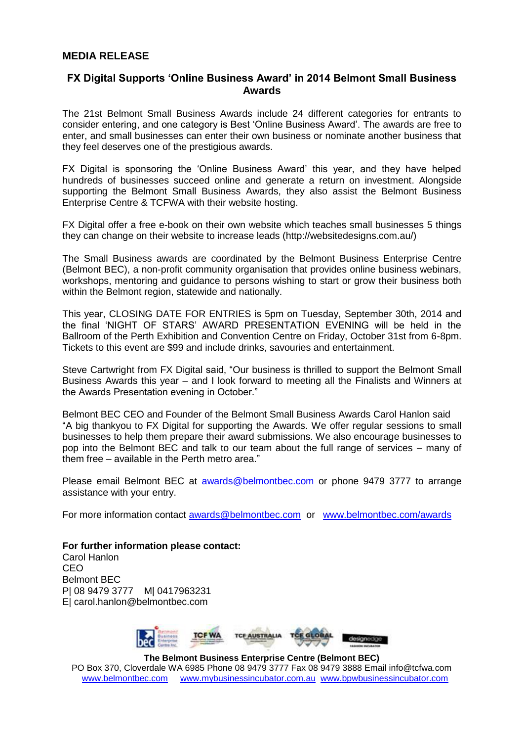# MEDIA RELEASE

## FX Digital Supports 'Online Business Award' in 2014 Belmont Small Business Awards

The 21st Belmont Small Business Awards include 24 different categories for entrants to consider entering, and one category is Best 'Online Business Award'. The awards are free to enter, and small businesses can enter their own business or nominate another business that they feel deserves one of the prestigious awards.

FX Digital is sponsoring the 'Online Business Award' this year, and they have helped hundreds of businesses succeed online and generate a return on investment. Alongside supporting the Belmont Small Business Awards, they also assist the Belmont Business Enterprise Centre & TCFWA with their website hosting.

FX Digital offer a free e-book on their own website which teaches small businesses 5 things they can change on their website to increase leads (http://websitedesigns.com.au/)

The Small Business awards are coordinated by the Belmont Business Enterprise Centre (Belmont BEC), a non-profit community organisation that provides online business webinars, workshops, mentoring and guidance to persons wishing to start or grow their business both within the Belmont region, statewide and nationally.

This year, CLOSING DATE FOR ENTRIES is 5pm on Tuesday, September 30th, 2014 and the final 'NIGHT OF STARS' AWARD PRESENTATION EVENING will be held in the Ballroom of the Perth Exhibition and Convention Centre on Friday, October 31st from 6-8pm. Tickets to this event are $99 and include drinks, savouries and entertainment.

Steve Cartwright from FX Digital said, "Our business is thrilled to support the Belmont Small Business Awards this year – and I look forward to meeting all the Finalists and Winners at the Awards Presentation evening in October."

Belmont BEC CEO and Founder of the Belmont Small Business Awards Carol Hanlon said "A big thankyou to FX Digital for supporting the Awards. We offer regular sessions to small businesses to help them prepare their award submissions. We also encourage businesses to pop into the Belmont BEC and talk to our team about the full range of services – many of them free – available in the Perth metro area."

Please email Belmont BEC at awards@belmontbec.com or phone 9479 3777 to arrange assistance with your entry.

For more information contact awards@belmontbec.com or www.belmontbec.com/awards

**For further information please contact:**
Carol Hanlon
CEO
Belmont BEC
P| 08 9479 3777 M| 0417963231
E| carol.hanlon@belmontbec.com

**The Belmont Business Enterprise Centre (Belmont BEC)**
PO Box 370, Cloverdale WA 6985 Phone 08 9479 3777 Fax 08 9479 3888 Email info@tcfwa.com
www.belmontbec.com www.mybusinessincubator.com.au www.bpwbusinessincubator.com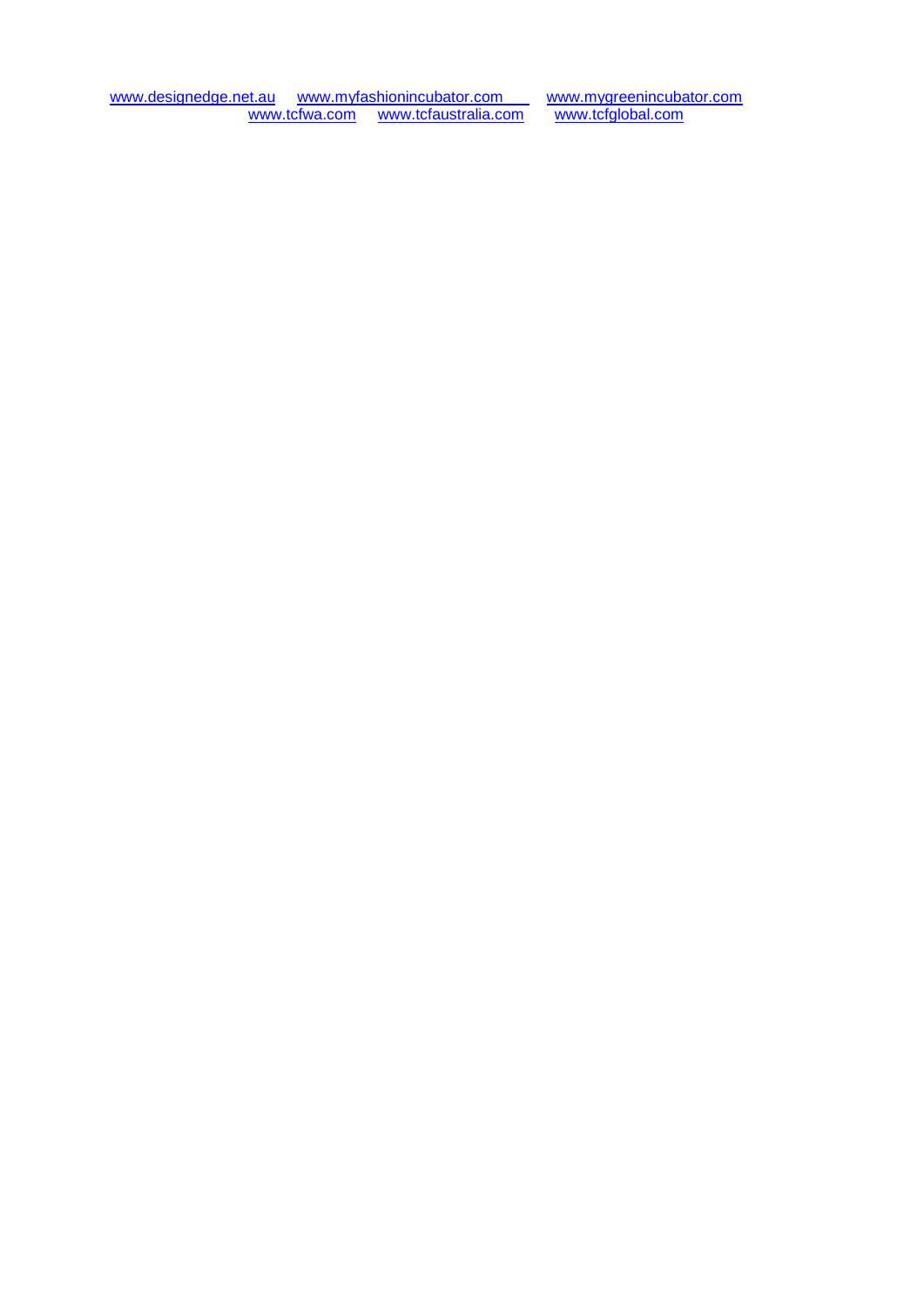www.designedge.net.au www.myfashionincubator.com www.mygreenincubator.com
www.tcfwa.com www.tcfaustralia.com www.tcfglobal.com